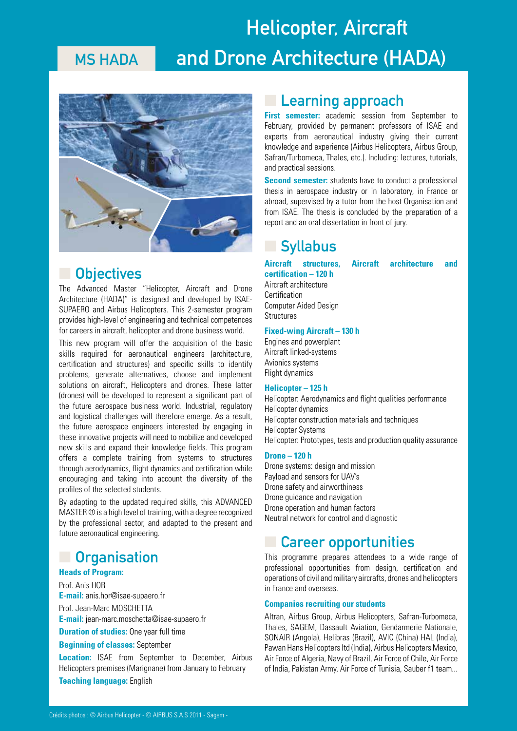# MS HADA

# Helicopter, Aircraft and Drone Architecture (HADA)

## Objectives

The Advanced Master "Helicopter, Aircraft and Drone Architecture (HADA)" is designed and developed by ISAE-SUPAERO and Airbus Helicopters. This 2-semester program provides high-level of engineering and technical competences for careers in aircraft, helicopter and drone business world.

This new program will offer the acquisition of the basic skills required for aeronautical engineers (architecture, certification and structures) and specific skills to identify problems, generate alternatives, choose and implement solutions on aircraft, Helicopters and drones. These latter (drones) will be developed to represent a significant part of the future aerospace business world. Industrial, regulatory and logistical challenges will therefore emerge. As a result, the future aerospace engineers interested by engaging in these innovative projects will need to mobilize and developed new skills and expand their knowledge fields. This program offers a complete training from systems to structures through aerodynamics, flight dynamics and certification while encouraging and taking into account the diversity of the profiles of the selected students.

By adapting to the updated required skills, this ADVANCED MASTER ® is a high level of training, with a degree recognized by the professional sector, and adapted to the present and future aeronautical engineering.

## Organisation

**Heads of Program:**

Prof. Anis HOR
**E-mail:** anis.hor@isae-supaero.fr

Prof. Jean-Marc MOSCHETTA
**E-mail:** jean-marc.moschetta@isae-supaero.fr

**Duration of studies:** One year full time

**Beginning of classes:** September

**Location:** ISAE from September to December, Airbus Helicopters premises (Marignane) from January to February

**Teaching language:** English

## Learning approach

**First semester:** academic session from September to February, provided by permanent professors of ISAE and experts from aeronautical industry giving their current knowledge and experience (Airbus Helicopters, Airbus Group, Safran/Turbomeca, Thales, etc.). Including: lectures, tutorials, and practical sessions.

**Second semester:** students have to conduct a professional thesis in aerospace industry or in laboratory, in France or abroad, supervised by a tutor from the host Organisation and from ISAE. The thesis is concluded by the preparation of a report and an oral dissertation in front of jury.

## Syllabus

**Aircraft structures, Aircraft architecture and certification – 120 h**

Aircraft architecture
Certification
Computer Aided Design
Structures

**Fixed-wing Aircraft – 130 h**

Engines and powerplant
Aircraft linked-systems
Avionics systems
Flight dynamics

**Helicopter – 125 h**

Helicopter: Aerodynamics and flight qualities performance
Helicopter dynamics
Helicopter construction materials and techniques
Helicopter Systems
Helicopter: Prototypes, tests and production quality assurance

**Drone – 120 h**

Drone systems: design and mission
Payload and sensors for UAV's
Drone safety and airworthiness
Drone guidance and navigation
Drone operation and human factors
Neutral network for control and diagnostic

## Career opportunities

This programme prepares attendees to a wide range of professional opportunities from design, certification and operations of civil and military aircrafts, drones and helicopters in France and overseas.

**Companies recruiting our students**

Altran, Airbus Group, Airbus Helicopters, Safran-Turbomeca, Thales, SAGEM, Dassault Aviation, Gendarmerie Nationale, SONAIR (Angola), Helibras (Brazil), AVIC (China) HAL (India), Pawan Hans Helicopters ltd (India), Airbus Helicopters Mexico, Air Force of Algeria, Navy of Brazil, Air Force of Chile, Air Force of India, Pakistan Army, Air Force of Tunisia, Sauber f1 team...

Crédits photos : © Airbus Helicopter - © AIRBUS S.A.S 2011 - Sagem -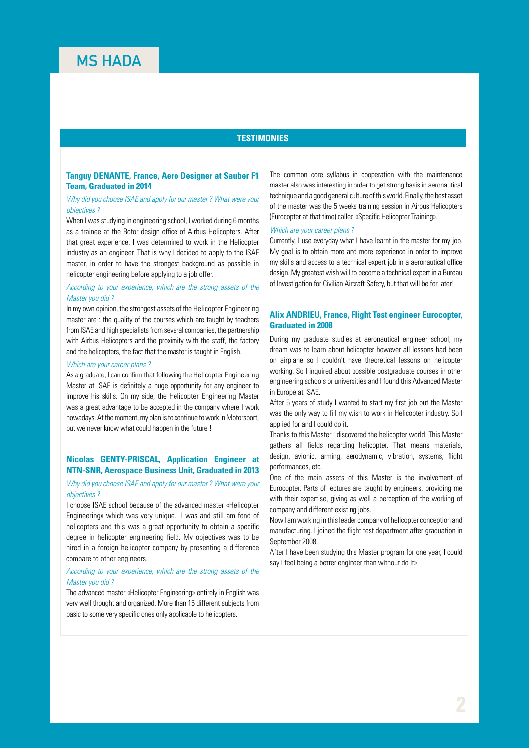# MS HADA

## TESTIMONIES

### Tanguy DENANTE, France, Aero Designer at Sauber F1 Team, Graduated in 2014

*Why did you choose ISAE and apply for our master ? What were your objectives ?*

When I was studying in engineering school, I worked during 6 months as a trainee at the Rotor design office of Airbus Helicopters. After that great experience, I was determined to work in the Helicopter industry as an engineer. That is why I decided to apply to the ISAE master, in order to have the strongest background as possible in helicopter engineering before applying to a job offer.

*According to your experience, which are the strong assets of the Master you did ?*

In my own opinion, the strongest assets of the Helicopter Engineering master are : the quality of the courses which are taught by teachers from ISAE and high specialists from several companies, the partnership with Airbus Helicopters and the proximity with the staff, the factory and the helicopters, the fact that the master is taught in English.

*Which are your career plans ?*

As a graduate, I can confirm that following the Helicopter Engineering Master at ISAE is definitely a huge opportunity for any engineer to improve his skills. On my side, the Helicopter Engineering Master was a great advantage to be accepted in the company where I work nowadays. At the moment, my plan is to continue to work in Motorsport, but we never know what could happen in the future !

### Nicolas GENTY-PRISCAL, Application Engineer at NTN-SNR, Aerospace Business Unit, Graduated in 2013

*Why did you choose ISAE and apply for our master ? What were your objectives ?*

I choose ISAE school because of the advanced master «Helicopter Engineering» which was very unique. I was and still am fond of helicopters and this was a great opportunity to obtain a specific degree in helicopter engineering field. My objectives was to be hired in a foreign helicopter company by presenting a difference compare to other engineers.

*According to your experience, which are the strong assets of the Master you did ?*

The advanced master «Helicopter Engineering» entirely in English was very well thought and organized. More than 15 different subjects from basic to some very specific ones only applicable to helicopters.

The common core syllabus in cooperation with the maintenance master also was interesting in order to get strong basis in aeronautical technique and a good general culture of this world. Finally, the best asset of the master was the 5 weeks training session in Airbus Helicopters (Eurocopter at that time) called «Specific Helicopter Training».

*Which are your career plans ?*

Currently, I use everyday what I have learnt in the master for my job. My goal is to obtain more and more experience in order to improve my skills and access to a technical expert job in a aeronautical office design. My greatest wish will to become a technical expert in a Bureau of Investigation for Civilian Aircraft Safety, but that will be for later!

### Alix ANDRIEU, France, Flight Test engineer Eurocopter, Graduated in 2008

During my graduate studies at aeronautical engineer school, my dream was to learn about helicopter however all lessons had been on airplane so I couldn't have theoretical lessons on helicopter working. So I inquired about possible postgraduate courses in other engineering schools or universities and I found this Advanced Master in Europe at ISAE.

After 5 years of study I wanted to start my first job but the Master was the only way to fill my wish to work in Helicopter industry. So I applied for and I could do it.

Thanks to this Master I discovered the helicopter world. This Master gathers all fields regarding helicopter. That means materials, design, avionic, arming, aerodynamic, vibration, systems, flight performances, etc.

One of the main assets of this Master is the involvement of Eurocopter. Parts of lectures are taught by engineers, providing me with their expertise, giving as well a perception of the working of company and different existing jobs.

Now I am working in this leader company of helicopter conception and manufacturing. I joined the flight test department after graduation in September 2008.

After I have been studying this Master program for one year, I could say I feel being a better engineer than without do it».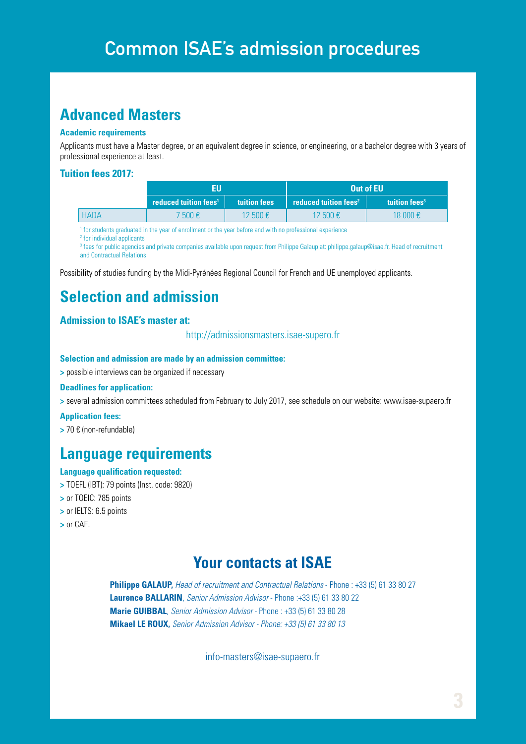# Common ISAE's admission procedures

## Advanced Masters

**Academic requirements**

Applicants must have a Master degree, or an equivalent degree in science, or engineering, or a bachelor degree with 3 years of professional experience at least.

**Tuition fees 2017:**

| | EU | | Out of EU | |
|---|---|---|---|---|
| | reduced tuition fees[1] | tuition fees | reduced tuition fees[2] | tuition fees[3] |
| HADA | 7 500 € | 12 500 € | 12 500 € | 18 000 € |

[1] for students graduated in the year of enrollment or the year before and with no professional experience
[2] for individual applicants
[3] fees for public agencies and private companies available upon request from Philippe Galaup at: philippe.galaup@isae.fr, Head of recruitment and Contractual Relations

Possibility of studies funding by the Midi-Pyrénées Regional Council for French and UE unemployed applicants.

## Selection and admission

**Admission to ISAE's master at:**

http://admissionsmasters.isae-supero.fr

**Selection and admission are made by an admission committee:**

> possible interviews can be organized if necessary

**Deadlines for application:**

> several admission committees scheduled from February to July 2017, see schedule on our website: www.isae-supaero.fr

**Application fees:**

> 70 € (non-refundable)

## Language requirements

**Language qualification requested:**

> TOEFL (IBT): 79 points (Inst. code: 9820)
> or TOEIC: 785 points
> or IELTS: 6.5 points
> or CAE.

## Your contacts at ISAE

**Philippe GALAUP,** *Head of recruitment and Contractual Relations* - Phone : +33 (5) 61 33 80 27
**Laurence BALLARIN**, *Senior Admission Advisor* - Phone :+33 (5) 61 33 80 22
**Marie GUIBBAL**, *Senior Admission Advisor* - Phone : +33 (5) 61 33 80 28
**Mikael LE ROUX,** *Senior Admission Advisor - Phone: +33 (5) 61 33 80 13*

info-masters@isae-supaero.fr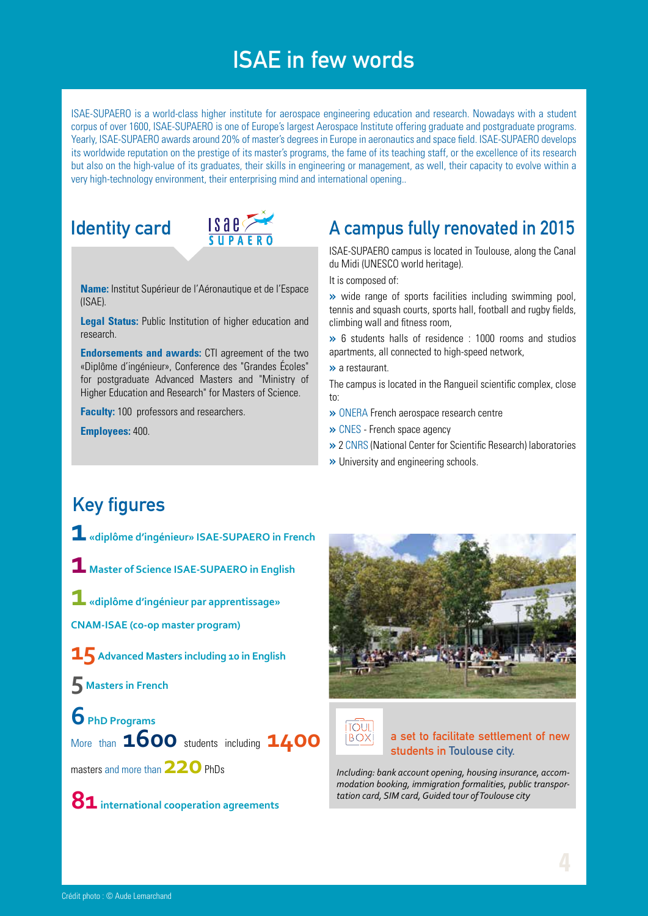# ISAE in few words

ISAE-SUPAERO is a world-class higher institute for aerospace engineering education and research. Nowadays with a student corpus of over 1600, ISAE-SUPAERO is one of Europe's largest Aerospace Institute offering graduate and postgraduate programs. Yearly, ISAE-SUPAERO awards around 20% of master's degrees in Europe in aeronautics and space field. ISAE-SUPAERO develops its worldwide reputation on the prestige of its master's programs, the fame of its teaching staff, or the excellence of its research but also on the high-value of its graduates, their skills in engineering or management, as well, their capacity to evolve within a very high-technology environment, their enterprising mind and international opening..

## Identity card

**Name:** Institut Supérieur de l'Aéronautique et de l'Espace (ISAE).

**Legal Status:** Public Institution of higher education and research.

**Endorsements and awards:** CTI agreement of the two «Diplôme d'ingénieur», Conference des "Grandes Écoles" for postgraduate Advanced Masters and "Ministry of Higher Education and Research" for Masters of Science.

**Faculty:** 100 professors and researchers.

**Employees:** 400.

## A campus fully renovated in 2015

ISAE-SUPAERO campus is located in Toulouse, along the Canal du Midi (UNESCO world heritage).

It is composed of:

» wide range of sports facilities including swimming pool, tennis and squash courts, sports hall, football and rugby fields, climbing wall and fitness room,

» 6 students halls of residence : 1000 rooms and studios apartments, all connected to high-speed network,

» a restaurant.

The campus is located in the Rangueil scientific complex, close to:

» ONERA French aerospace research centre

» CNES - French space agency

» 2 CNRS (National Center for Scientific Research) laboratories

» University and engineering schools.

## Key figures

**1** «diplôme d'ingénieur» ISAE-SUPAERO in French

**1** Master of Science ISAE-SUPAERO in English

**1** «diplôme d'ingénieur par apprentissage»

CNAM-ISAE (co-op master program)

**15** Advanced Masters including 10 in English

**5** Masters in French

**6** PhD Programs

More than **1600** students including **1400** masters and more than **220** PhDs

**81** international cooperation agreements

TOUL BOX

a set to facilitate settlement of new students in Toulouse city.

*Including: bank account opening, housing insurance, accommodation booking, immigration formalities, public transportation card, SIM card, Guided tour of Toulouse city*

Crédit photo : © Aude Lemarchand